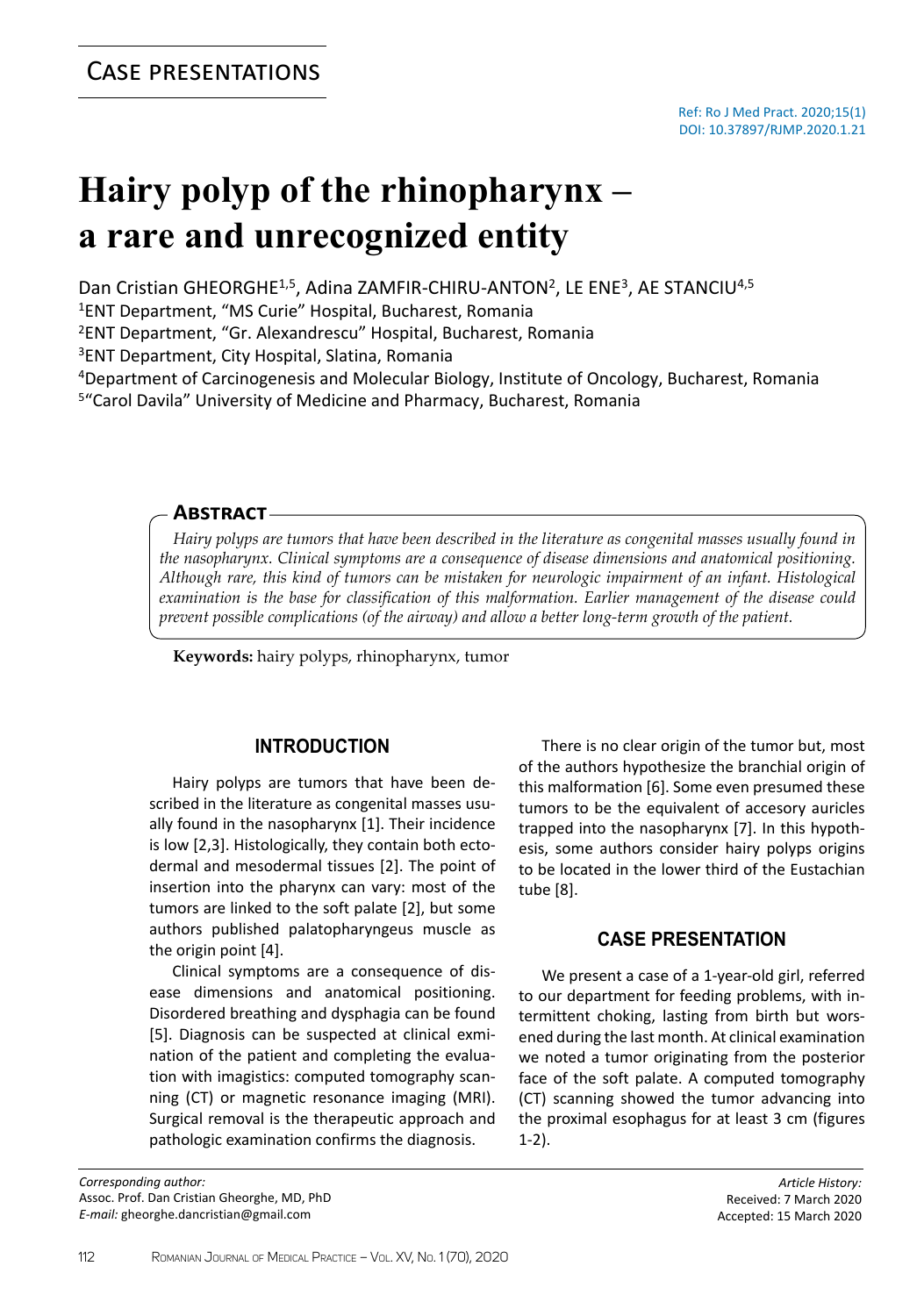## Case presentations

Ref: Ro J Med Pract. 2020;15(1)
DOI: 10.37897/RJMP.2020.1.21

# Hairy polyp of the rhinopharynx – a rare and unrecognized entity

Dan Cristian GHEORGHE[1,5], Adina ZAMFIR-CHIRU-ANTON[2], LE ENE[3], AE STANCIU[4,5]

[1]ENT Department, "MS Curie" Hospital, Bucharest, Romania
[2]ENT Department, "Gr. Alexandrescu" Hospital, Bucharest, Romania
[3]ENT Department, City Hospital, Slatina, Romania
[4]Department of Carcinogenesis and Molecular Biology, Institute of Oncology, Bucharest, Romania
[5]"Carol Davila" University of Medicine and Pharmacy, Bucharest, Romania

### Abstract

*Hairy polyps are tumors that have been described in the literature as congenital masses usually found in the nasopharynx. Clinical symptoms are a consequence of disease dimensions and anatomical positioning. Although rare, this kind of tumors can be mistaken for neurologic impairment of an infant. Histological examination is the base for classification of this malformation. Earlier management of the disease could prevent possible complications (of the airway) and allow a better long-term growth of the patient.*

**Keywords:** hairy polyps, rhinopharynx, tumor

## INTRODUCTION

Hairy polyps are tumors that have been described in the literature as congenital masses usually found in the nasopharynx [1]. Their incidence is low [2,3]. Histologically, they contain both ectodermal and mesodermal tissues [2]. The point of insertion into the pharynx can vary: most of the tumors are linked to the soft palate [2], but some authors published palatopharyngeus muscle as the origin point [4].

Clinical symptoms are a consequence of disease dimensions and anatomical positioning. Disordered breathing and dysphagia can be found [5]. Diagnosis can be suspected at clinical exmination of the patient and completing the evaluation with imagistics: computed tomography scanning (CT) or magnetic resonance imaging (MRI). Surgical removal is the therapeutic approach and pathologic examination confirms the diagnosis.

There is no clear origin of the tumor but, most of the authors hypothesize the branchial origin of this malformation [6]. Some even presumed these tumors to be the equivalent of accesory auricles trapped into the nasopharynx [7]. In this hypothesis, some authors consider hairy polyps origins to be located in the lower third of the Eustachian tube [8].

## CASE PRESENTATION

We present a case of a 1-year-old girl, referred to our department for feeding problems, with intermittent choking, lasting from birth but worsened during the last month. At clinical examination we noted a tumor originating from the posterior face of the soft palate. A computed tomography (CT) scanning showed the tumor advancing into the proximal esophagus for at least 3 cm (figures 1-2).

*Corresponding author:*
Assoc. Prof. Dan Cristian Gheorghe, MD, PhD
*E-mail:* gheorghe.dancristian@gmail.com

*Article History:*
Received: 7 March 2020
Accepted: 15 March 2020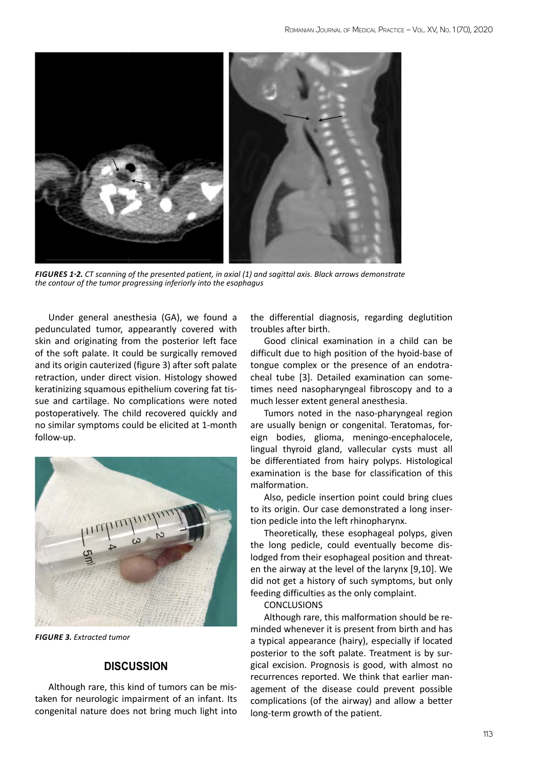*FIGURES 1-2. CT scanning of the presented patient, in axial (1) and sagittal axis. Black arrows demonstrate the contour of the tumor progressing inferiorly into the esophagus*

Under general anesthesia (GA), we found a pedunculated tumor, appearantly covered with skin and originating from the posterior left face of the soft palate. It could be surgically removed and its origin cauterized (figure 3) after soft palate retraction, under direct vision. Histology showed keratinizing squamous epithelium covering fat tissue and cartilage. No complications were noted postoperatively. The child recovered quickly and no similar symptoms could be elicited at 1-month follow-up.

*FIGURE 3. Extracted tumor*

## DISCUSSION

Although rare, this kind of tumors can be mistaken for neurologic impairment of an infant. Its congenital nature does not bring much light into the differential diagnosis, regarding deglutition troubles after birth.

Good clinical examination in a child can be difficult due to high position of the hyoid-base of tongue complex or the presence of an endotracheal tube [3]. Detailed examination can sometimes need nasopharyngeal fibroscopy and to a much lesser extent general anesthesia.

Tumors noted in the naso-pharyngeal region are usually benign or congenital. Teratomas, foreign bodies, glioma, meningo-encephalocele, lingual thyroid gland, vallecular cysts must all be differentiated from hairy polyps. Histological examination is the base for classification of this malformation.

Also, pedicle insertion point could bring clues to its origin. Our case demonstrated a long insertion pedicle into the left rhinopharynx.

Theoretically, these esophageal polyps, given the long pedicle, could eventually become dislodged from their esophageal position and threaten the airway at the level of the larynx [9,10]. We did not get a history of such symptoms, but only feeding difficulties as the only complaint.

CONCLUSIONS

Although rare, this malformation should be reminded whenever it is present from birth and has a typical appearance (hairy), especially if located posterior to the soft palate. Treatment is by surgical excision. Prognosis is good, with almost no recurrences reported. We think that earlier management of the disease could prevent possible complications (of the airway) and allow a better long-term growth of the patient.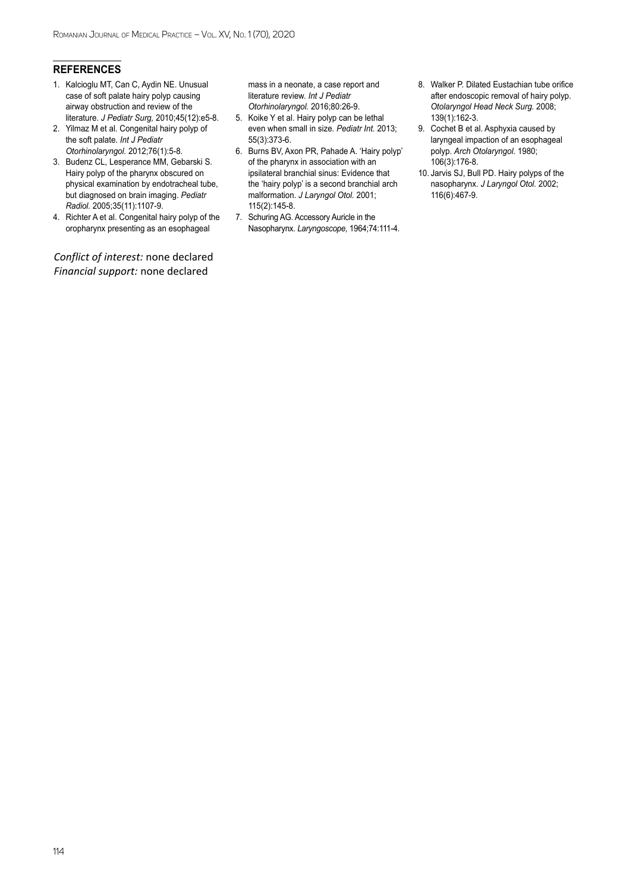## REFERENCES

1. Kalcioglu MT, Can C, Aydin NE. Unusual case of soft palate hairy polyp causing airway obstruction and review of the literature. *J Pediatr Surg,* 2010;45(12):e5-8.
2. Yilmaz M et al. Congenital hairy polyp of the soft palate. *Int J Pediatr Otorhinolaryngol.* 2012;76(1):5-8.
3. Budenz CL, Lesperance MM, Gebarski S. Hairy polyp of the pharynx obscured on physical examination by endotracheal tube, but diagnosed on brain imaging. *Pediatr Radiol.* 2005;35(11):1107-9.
4. Richter A et al. Congenital hairy polyp of the oropharynx presenting as an esophageal mass in a neonate, a case report and literature review. *Int J Pediatr Otorhinolaryngol.* 2016;80:26-9.
5. Koike Y et al. Hairy polyp can be lethal even when small in size. *Pediatr Int.* 2013; 55(3):373-6.
6. Burns BV, Axon PR, Pahade A. 'Hairy polyp' of the pharynx in association with an ipsilateral branchial sinus: Evidence that the 'hairy polyp' is a second branchial arch malformation. *J Laryngol Otol.* 2001; 115(2):145-8.
7. Schuring AG. Accessory Auricle in the Nasopharynx. *Laryngoscope,* 1964;74:111-4.
8. Walker P. Dilated Eustachian tube orifice after endoscopic removal of hairy polyp. *Otolaryngol Head Neck Surg.* 2008; 139(1):162-3.
9. Cochet B et al. Asphyxia caused by laryngeal impaction of an esophageal polyp. *Arch Otolaryngol.* 1980; 106(3):176-8.
10. Jarvis SJ, Bull PD. Hairy polyps of the nasopharynx. *J Laryngol Otol.* 2002; 116(6):467-9.

*Conflict of interest:* none declared
*Financial support:* none declared